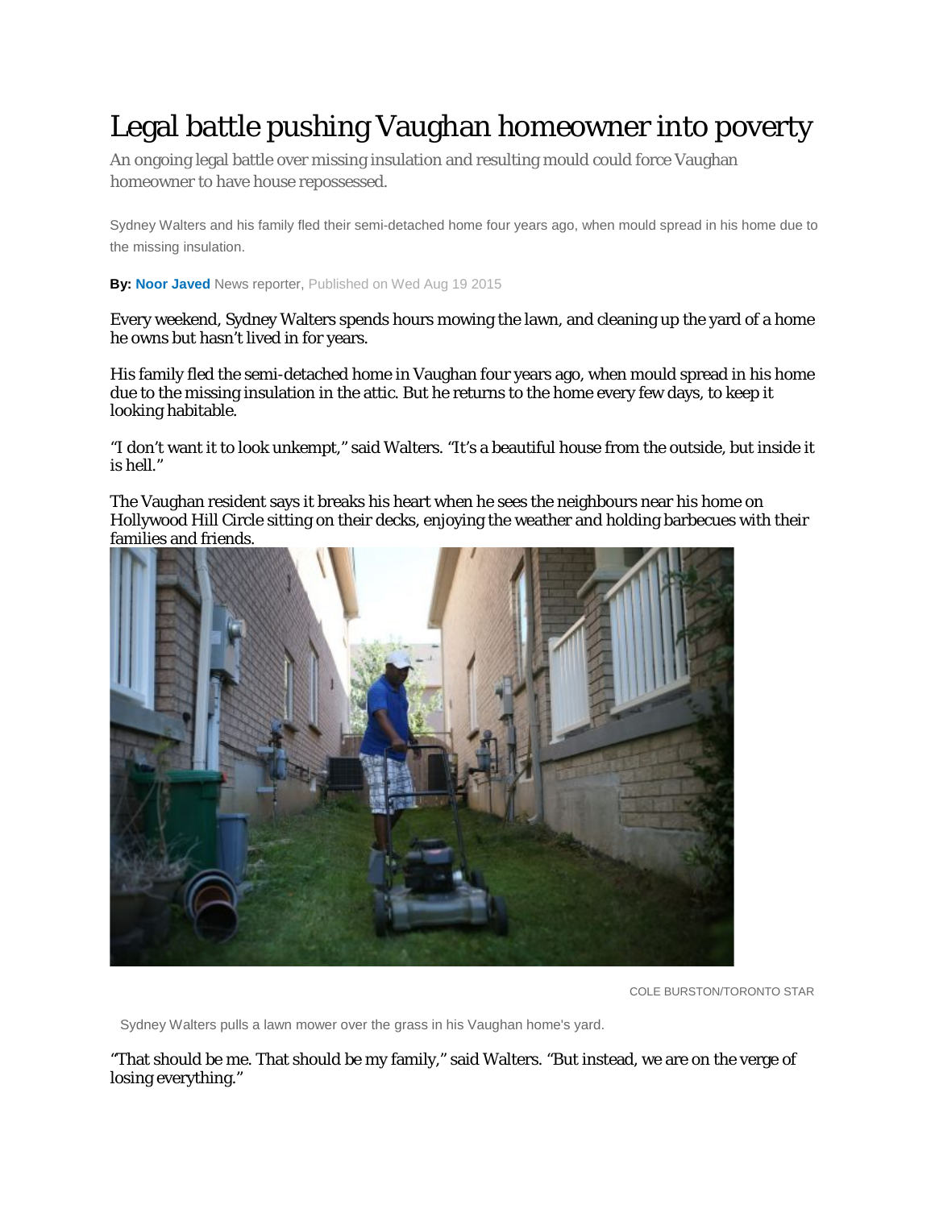# Legal battle pushing Vaughan homeowner into poverty

An ongoing legal battle over missing insulation and resulting mould could force Vaughan homeowner to have house repossessed.

Sydney Walters and his family fled their semi-detached home four years ago, when mould spread in his home due to the missing insulation.

**By:** **Noor Javed** News reporter, Published on Wed Aug 19 2015

Every weekend, Sydney Walters spends hours mowing the lawn, and cleaning up the yard of a home he owns but hasn't lived in for years.

His family fled the semi-detached home in Vaughan four years ago, when mould spread in his home due to the missing insulation in the attic. But he returns to the home every few days, to keep it looking habitable.

"I don't want it to look unkempt," said Walters. "It's a beautiful house from the outside, but inside it is hell."

The Vaughan resident says it breaks his heart when he sees the neighbours near his home on Hollywood Hill Circle sitting on their decks, enjoying the weather and holding barbecues with their families and friends.

COLE BURSTON/TORONTO STAR

Sydney Walters pulls a lawn mower over the grass in his Vaughan home's yard.

"That should be me. That should be my family," said Walters. "But instead, we are on the verge of losing everything."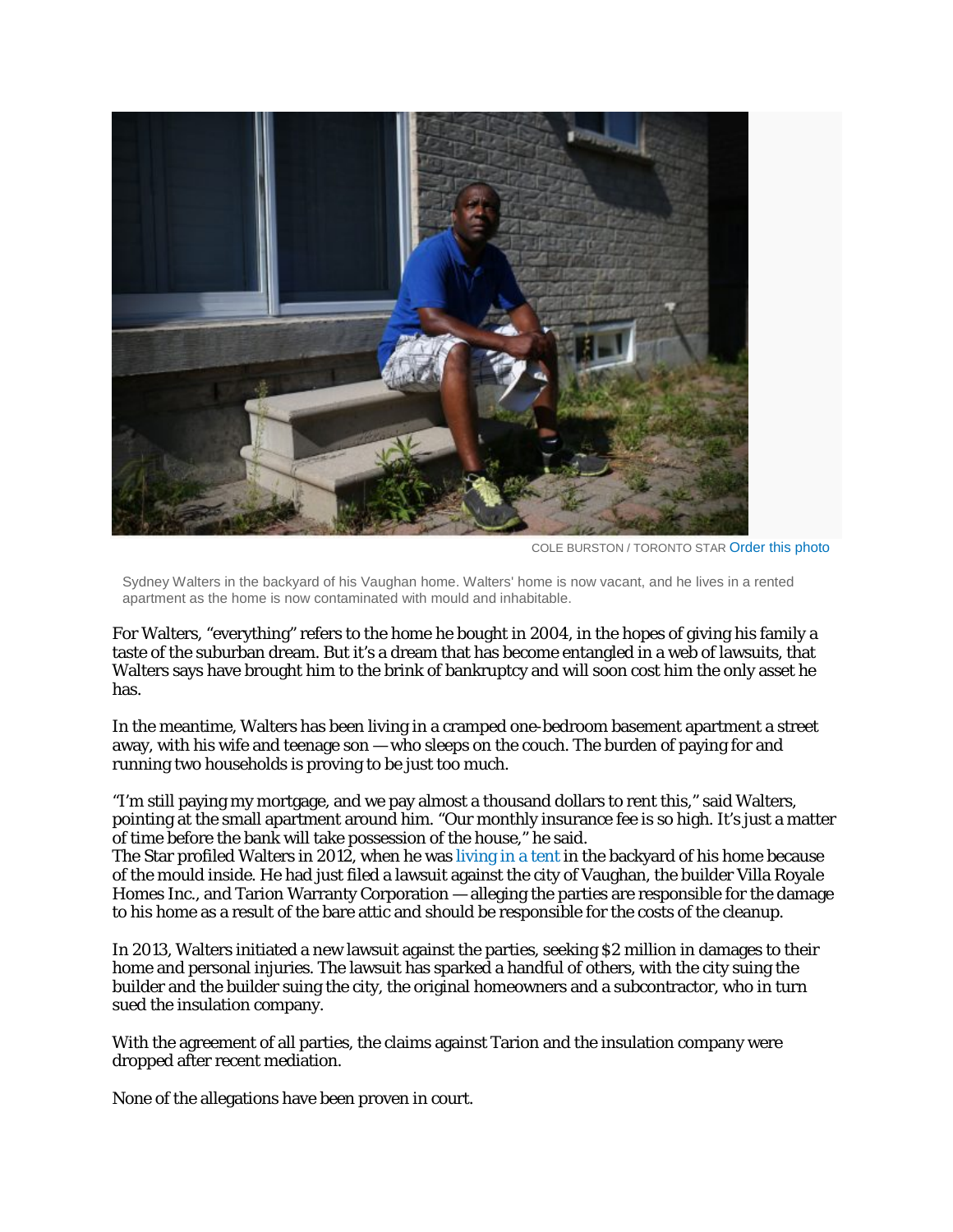COLE BURSTON / TORONTO STAR Order this photo

Sydney Walters in the backyard of his Vaughan home. Walters' home is now vacant, and he lives in a rented apartment as the home is now contaminated with mould and inhabitable.

For Walters, "everything" refers to the home he bought in 2004, in the hopes of giving his family a taste of the suburban dream. But it's a dream that has become entangled in a web of lawsuits, that Walters says have brought him to the brink of bankruptcy and will soon cost him the only asset he has.

In the meantime, Walters has been living in a cramped one-bedroom basement apartment a street away, with his wife and teenage son — who sleeps on the couch. The burden of paying for and running two households is proving to be just too much.

"I'm still paying my mortgage, and we pay almost a thousand dollars to rent this," said Walters, pointing at the small apartment around him. "Our monthly insurance fee is so high. It's just a matter of time before the bank will take possession of the house," he said.
The Star profiled Walters in 2012, when he was living in a tent in the backyard of his home because of the mould inside. He had just filed a lawsuit against the city of Vaughan, the builder Villa Royale Homes Inc., and Tarion Warranty Corporation — alleging the parties are responsible for the damage to his home as a result of the bare attic and should be responsible for the costs of the cleanup.

In 2013, Walters initiated a new lawsuit against the parties, seeking $2 million in damages to their home and personal injuries. The lawsuit has sparked a handful of others, with the city suing the builder and the builder suing the city, the original homeowners and a subcontractor, who in turn sued the insulation company.

With the agreement of all parties, the claims against Tarion and the insulation company were dropped after recent mediation.

None of the allegations have been proven in court.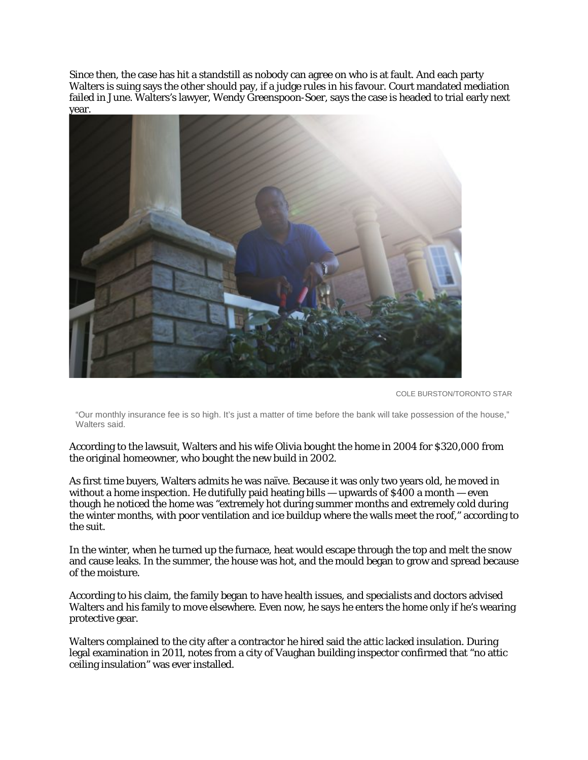Since then, the case has hit a standstill as nobody can agree on who is at fault. And each party Walters is suing says the other should pay, if a judge rules in his favour. Court mandated mediation failed in June. Walters's lawyer, Wendy Greenspoon-Soer, says the case is headed to trial early next year.

COLE BURSTON/TORONTO STAR

"Our monthly insurance fee is so high. It's just a matter of time before the bank will take possession of the house," Walters said.

According to the lawsuit, Walters and his wife Olivia bought the home in 2004 for $320,000 from the original homeowner, who bought the new build in 2002.

As first time buyers, Walters admits he was naïve. Because it was only two years old, he moved in without a home inspection. He dutifully paid heating bills — upwards of $400 a month — even though he noticed the home was "extremely hot during summer months and extremely cold during the winter months, with poor ventilation and ice buildup where the walls meet the roof," according to the suit.

In the winter, when he turned up the furnace, heat would escape through the top and melt the snow and cause leaks. In the summer, the house was hot, and the mould began to grow and spread because of the moisture.

According to his claim, the family began to have health issues, and specialists and doctors advised Walters and his family to move elsewhere. Even now, he says he enters the home only if he's wearing protective gear.

Walters complained to the city after a contractor he hired said the attic lacked insulation. During legal examination in 2011, notes from a city of Vaughan building inspector confirmed that "no attic ceiling insulation" was ever installed.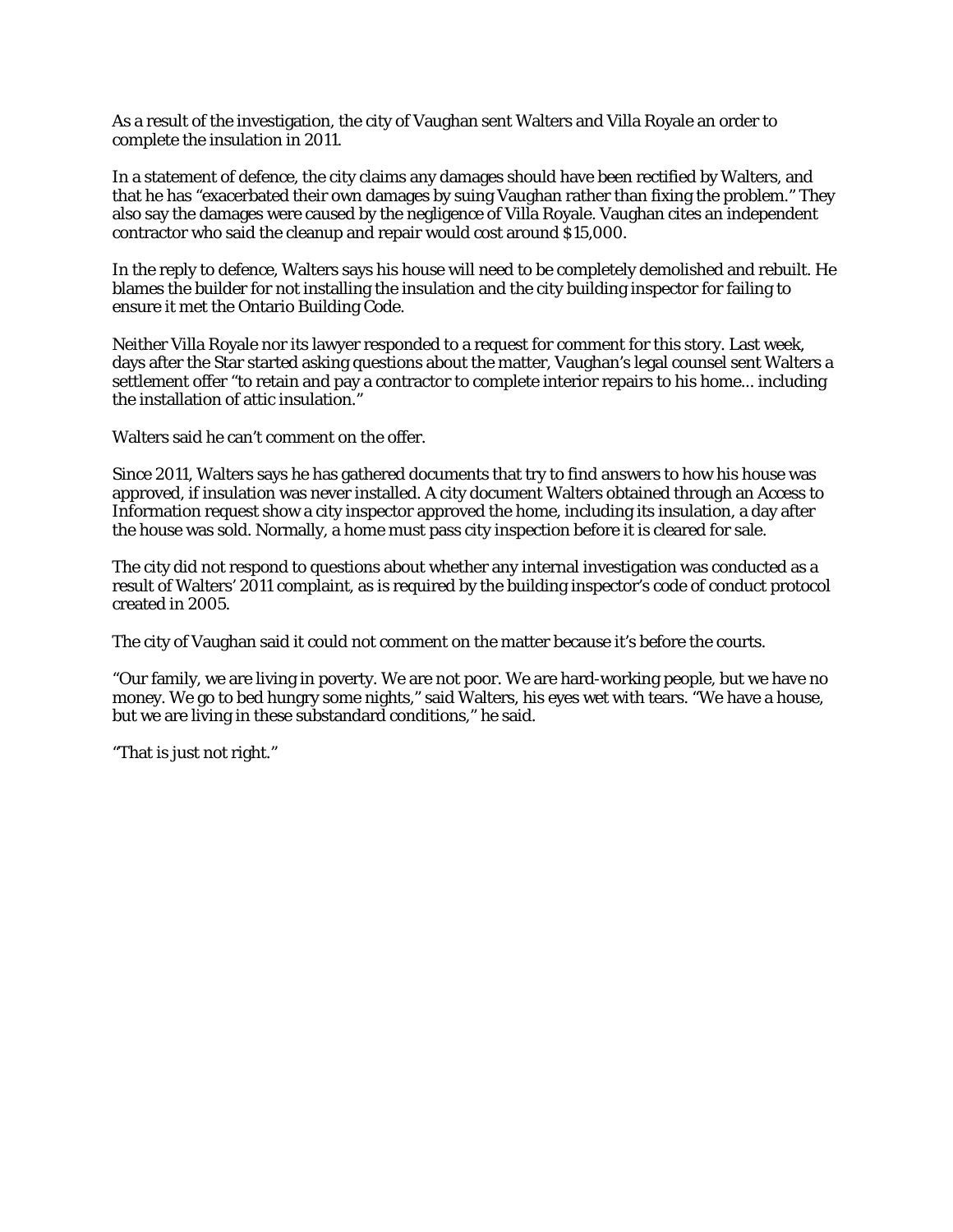As a result of the investigation, the city of Vaughan sent Walters and Villa Royale an order to complete the insulation in 2011.

In a statement of defence, the city claims any damages should have been rectified by Walters, and that he has "exacerbated their own damages by suing Vaughan rather than fixing the problem." They also say the damages were caused by the negligence of Villa Royale. Vaughan cites an independent contractor who said the cleanup and repair would cost around $15,000.

In the reply to defence, Walters says his house will need to be completely demolished and rebuilt. He blames the builder for not installing the insulation and the city building inspector for failing to ensure it met the Ontario Building Code.

Neither Villa Royale nor its lawyer responded to a request for comment for this story. Last week, days after the Star started asking questions about the matter, Vaughan's legal counsel sent Walters a settlement offer "to retain and pay a contractor to complete interior repairs to his home... including the installation of attic insulation."

Walters said he can't comment on the offer.

Since 2011, Walters says he has gathered documents that try to find answers to how his house was approved, if insulation was never installed. A city document Walters obtained through an Access to Information request show a city inspector approved the home, including its insulation, a day after the house was sold. Normally, a home must pass city inspection before it is cleared for sale.

The city did not respond to questions about whether any internal investigation was conducted as a result of Walters' 2011 complaint, as is required by the building inspector's code of conduct protocol created in 2005.

The city of Vaughan said it could not comment on the matter because it's before the courts.

"Our family, we are living in poverty. We are not poor. We are hard-working people, but we have no money. We go to bed hungry some nights," said Walters, his eyes wet with tears. "We have a house, but we are living in these substandard conditions," he said.

"That is just not right."